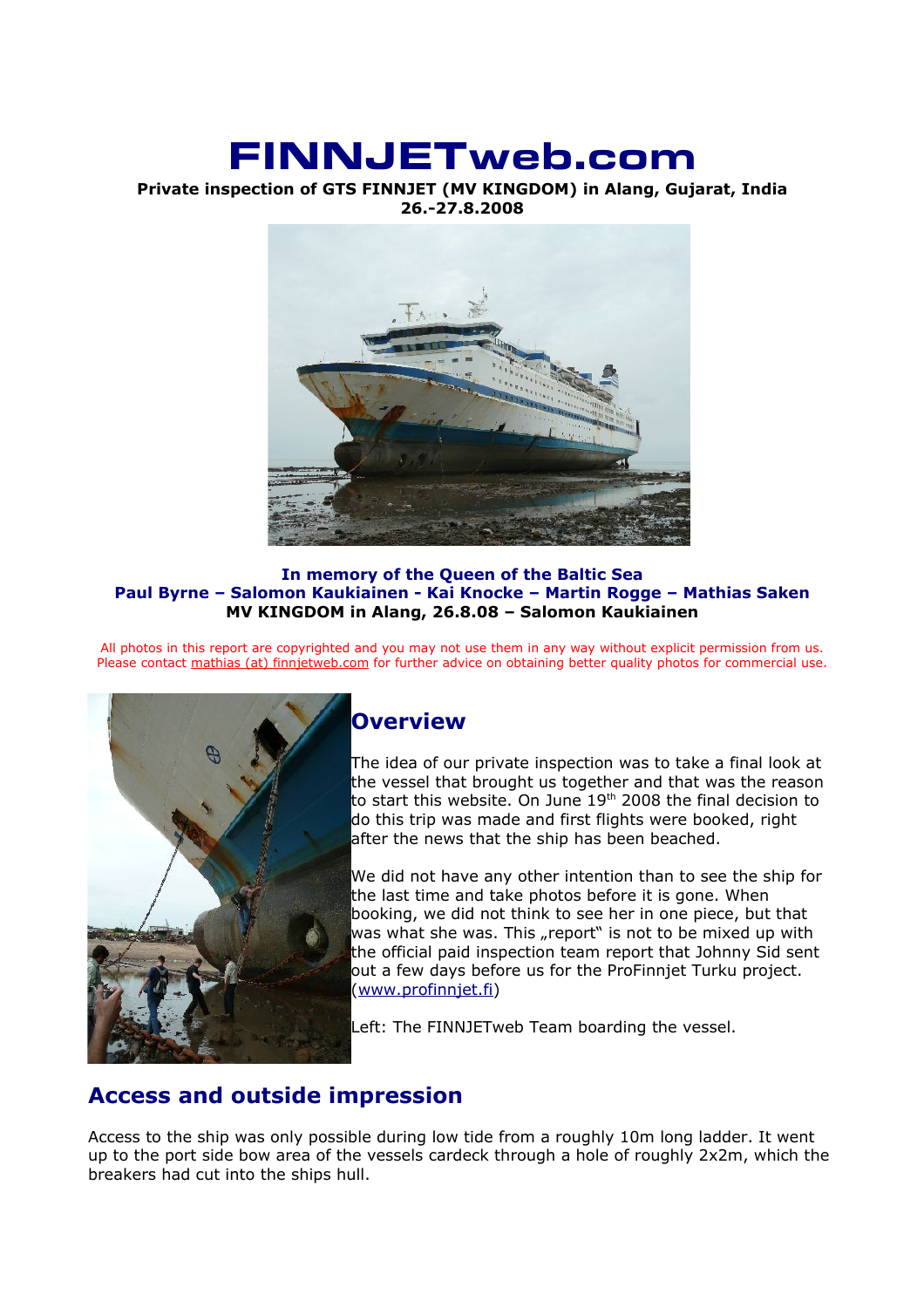# FINNJETweb.com

**Private inspection of GTS FINNJET (MV KINGDOM) in Alang, Gujarat, India**
**26.-27.8.2008**

**In memory of the Queen of the Baltic Sea**
**Paul Byrne – Salomon Kaukiainen - Kai Knocke – Martin Rogge – Mathias Saken**
**MV KINGDOM in Alang, 26.8.08 – Salomon Kaukiainen**

All photos in this report are copyrighted and you may not use them in any way without explicit permission from us. Please contact mathias (at) finnjetweb.com for further advice on obtaining better quality photos for commercial use.

## Overview

The idea of our private inspection was to take a final look at the vessel that brought us together and that was the reason to start this website. On June 19th 2008 the final decision to do this trip was made and first flights were booked, right after the news that the ship has been beached.

We did not have any other intention than to see the ship for the last time and take photos before it is gone. When booking, we did not think to see her in one piece, but that was what she was. This „report" is not to be mixed up with the official paid inspection team report that Johnny Sid sent out a few days before us for the ProFinnjet Turku project. (www.profinnjet.fi)

Left: The FINNJETweb Team boarding the vessel.

## Access and outside impression

Access to the ship was only possible during low tide from a roughly 10m long ladder. It went up to the port side bow area of the vessels cardeck through a hole of roughly 2x2m, which the breakers had cut into the ships hull.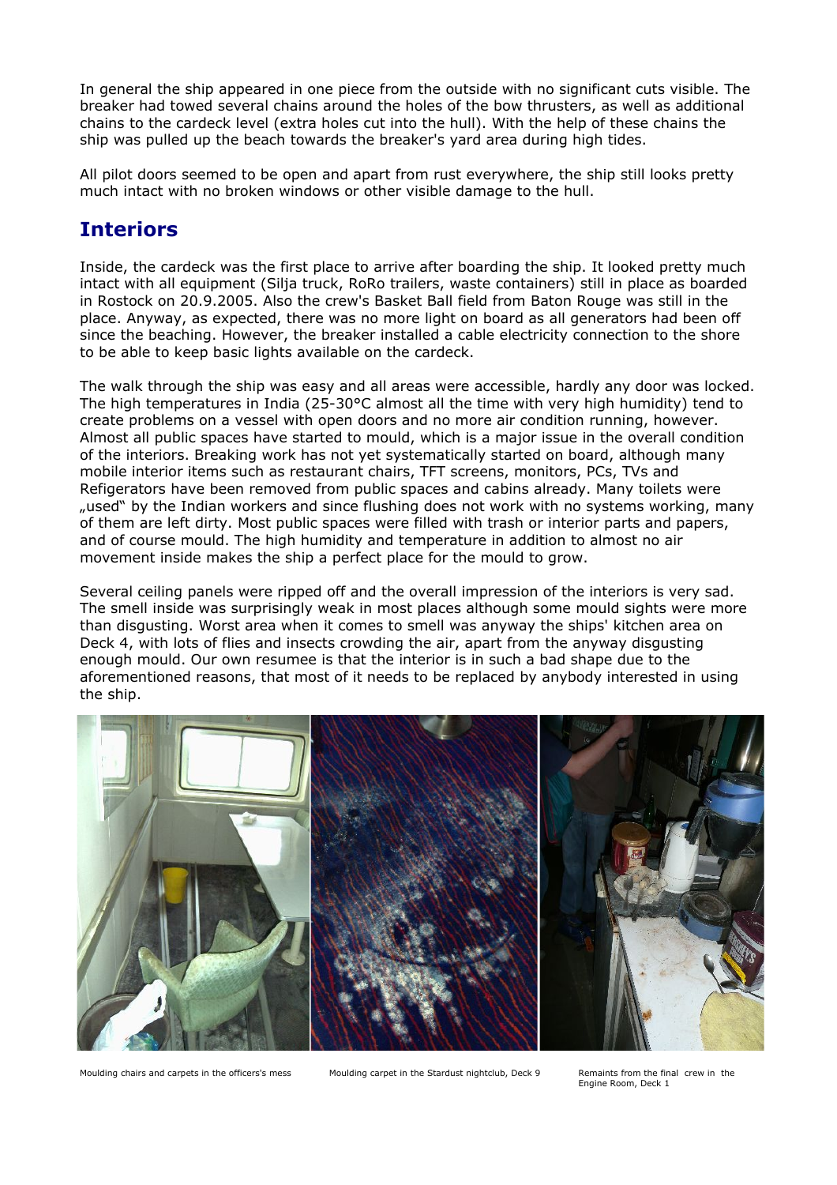In general the ship appeared in one piece from the outside with no significant cuts visible. The breaker had towed several chains around the holes of the bow thrusters, as well as additional chains to the cardeck level (extra holes cut into the hull). With the help of these chains the ship was pulled up the beach towards the breaker's yard area during high tides.

All pilot doors seemed to be open and apart from rust everywhere, the ship still looks pretty much intact with no broken windows or other visible damage to the hull.

## Interiors

Inside, the cardeck was the first place to arrive after boarding the ship. It looked pretty much intact with all equipment (Silja truck, RoRo trailers, waste containers) still in place as boarded in Rostock on 20.9.2005. Also the crew's Basket Ball field from Baton Rouge was still in the place. Anyway, as expected, there was no more light on board as all generators had been off since the beaching. However, the breaker installed a cable electricity connection to the shore to be able to keep basic lights available on the cardeck.

The walk through the ship was easy and all areas were accessible, hardly any door was locked. The high temperatures in India (25-30°C almost all the time with very high humidity) tend to create problems on a vessel with open doors and no more air condition running, however. Almost all public spaces have started to mould, which is a major issue in the overall condition of the interiors. Breaking work has not yet systematically started on board, although many mobile interior items such as restaurant chairs, TFT screens, monitors, PCs, TVs and Refigerators have been removed from public spaces and cabins already. Many toilets were „used" by the Indian workers and since flushing does not work with no systems working, many of them are left dirty. Most public spaces were filled with trash or interior parts and papers, and of course mould. The high humidity and temperature in addition to almost no air movement inside makes the ship a perfect place for the mould to grow.

Several ceiling panels were ripped off and the overall impression of the interiors is very sad. The smell inside was surprisingly weak in most places although some mould sights were more than disgusting. Worst area when it comes to smell was anyway the ships' kitchen area on Deck 4, with lots of flies and insects crowding the air, apart from the anyway disgusting enough mould. Our own resumee is that the interior is in such a bad shape due to the aforementioned reasons, that most of it needs to be replaced by anybody interested in using the ship.

Moulding chairs and carpets in the officers's mess

Moulding carpet in the Stardust nightclub, Deck 9

Remaints from the final crew in the Engine Room, Deck 1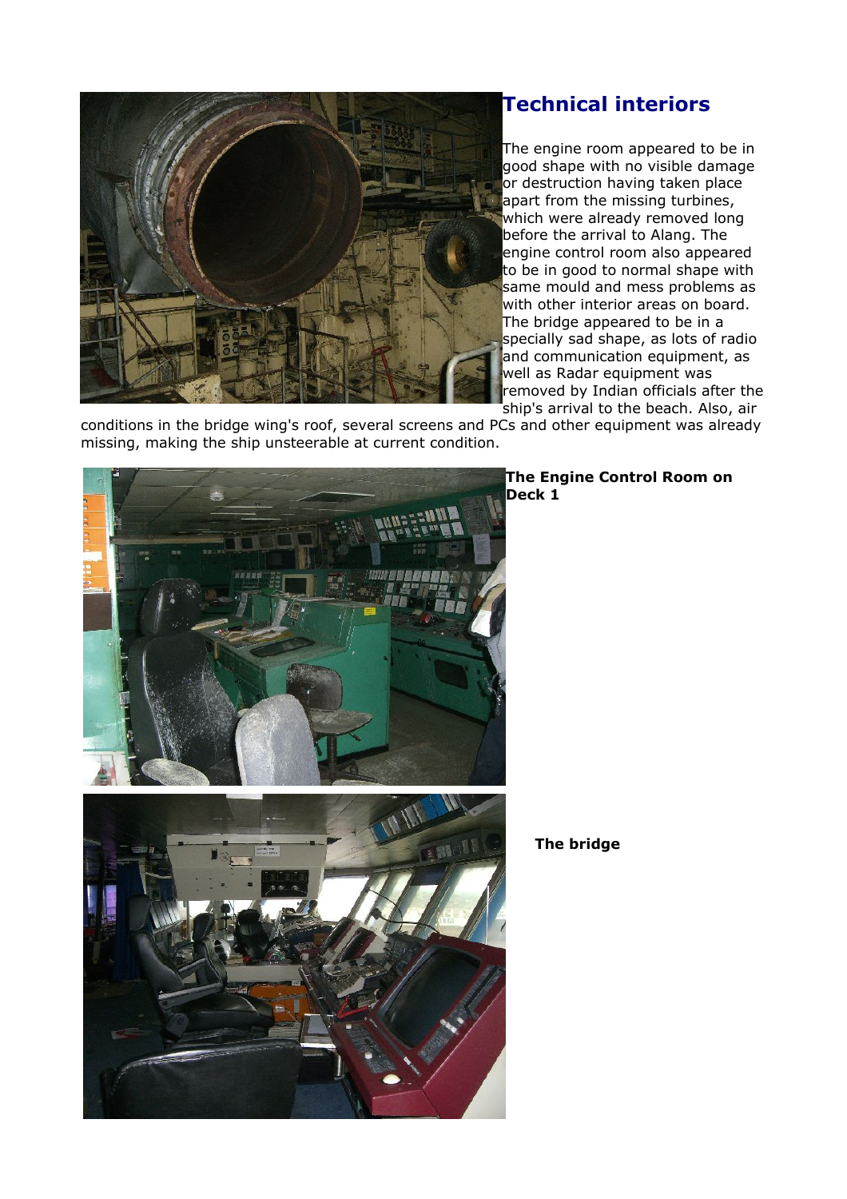## Technical interiors

The engine room appeared to be in good shape with no visible damage or destruction having taken place apart from the missing turbines, which were already removed long before the arrival to Alang. The engine control room also appeared to be in good to normal shape with same mould and mess problems as with other interior areas on board. The bridge appeared to be in a specially sad shape, as lots of radio and communication equipment, as well as Radar equipment was removed by Indian officials after the ship's arrival to the beach. Also, air conditions in the bridge wing's roof, several screens and PCs and other equipment was already missing, making the ship unsteerable at current condition.

**The Engine Control Room on Deck 1**

**The bridge**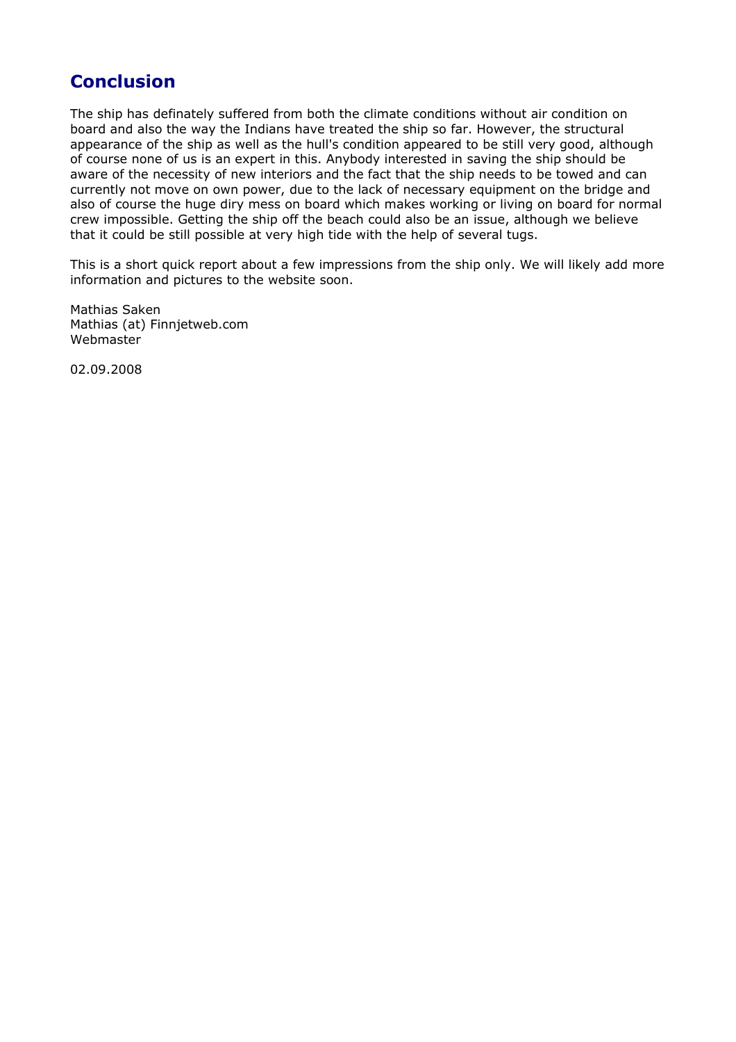## Conclusion

The ship has definately suffered from both the climate conditions without air condition on board and also the way the Indians have treated the ship so far. However, the structural appearance of the ship as well as the hull's condition appeared to be still very good, although of course none of us is an expert in this. Anybody interested in saving the ship should be aware of the necessity of new interiors and the fact that the ship needs to be towed and can currently not move on own power, due to the lack of necessary equipment on the bridge and also of course the huge diry mess on board which makes working or living on board for normal crew impossible. Getting the ship off the beach could also be an issue, although we believe that it could be still possible at very high tide with the help of several tugs.

This is a short quick report about a few impressions from the ship only. We will likely add more information and pictures to the website soon.

Mathias Saken
Mathias (at) Finnjetweb.com
Webmaster

02.09.2008